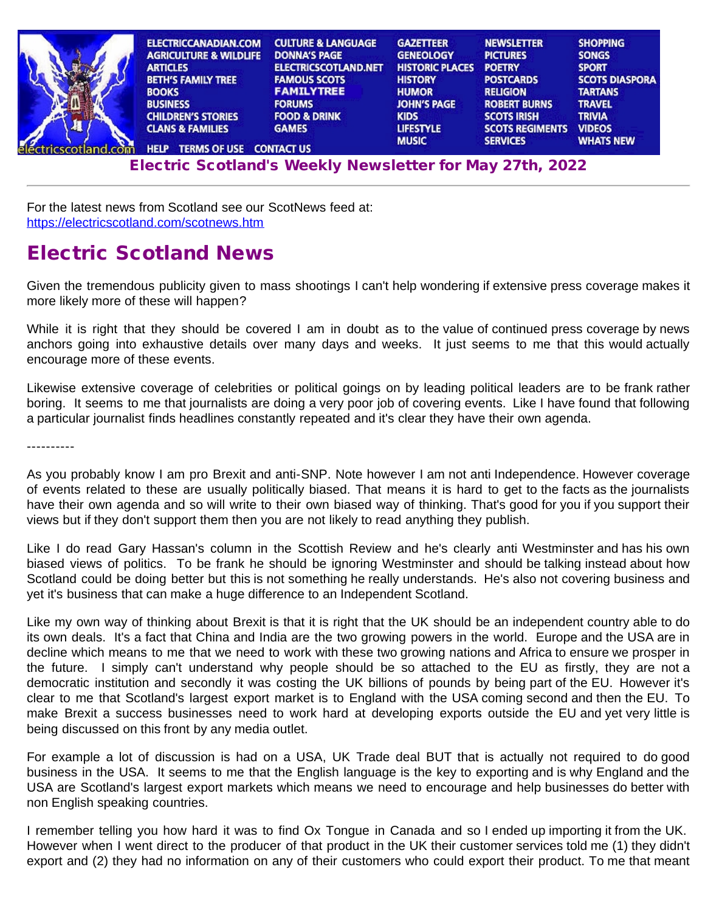ELECTRICCANADIAN.COM AGRICULTURE & WILDLIFE ARTICLES BETH'S FAMILY TREE BOOKS BUSINESS CHILDREN'S STORIES CLANS & FAMILIES CULTURE & LANGUAGE DONNA'S PAGE ELECTRICSCOTLAND.NET FAMOUS SCOTS FAMILYTREE FORUMS FOOD & DRINK GAMES GAZETTEER GENEOLOGY HISTORIC PLACES HISTORY HUMOR JOHN'S PAGE KIDS LIFESTYLE MUSIC NEWSLETTER PICTURES POETRY POSTCARDS RELIGION ROBERT BURNS SCOTS IRISH SCOTS REGIMENTS SERVICES SHOPPING SONGS SPORT SCOTS DIASPORA TARTANS TRAVEL TRIVIA VIDEOS WHATS NEW

HELP TERMS OF USE CONTACT US

## Electric Scotland's Weekly Newsletter for May 27th, 2022

---

For the latest news from Scotland see our ScotNews feed at:
https://electricscotland.com/scotnews.htm

# Electric Scotland News

Given the tremendous publicity given to mass shootings I can't help wondering if extensive press coverage makes it more likely more of these will happen?

While it is right that they should be covered I am in doubt as to the value of continued press coverage by news anchors going into exhaustive details over many days and weeks. It just seems to me that this would actually encourage more of these events.

Likewise extensive coverage of celebrities or political goings on by leading political leaders are to be frank rather boring. It seems to me that journalists are doing a very poor job of covering events. Like I have found that following a particular journalist finds headlines constantly repeated and it's clear they have their own agenda.

----------

As you probably know I am pro Brexit and anti-SNP. Note however I am not anti Independence. However coverage of events related to these are usually politically biased. That means it is hard to get to the facts as the journalists have their own agenda and so will write to their own biased way of thinking. That's good for you if you support their views but if they don't support them then you are not likely to read anything they publish.

Like I do read Gary Hassan's column in the Scottish Review and he's clearly anti Westminster and has his own biased views of politics. To be frank he should be ignoring Westminster and should be talking instead about how Scotland could be doing better but this is not something he really understands. He's also not covering business and yet it's business that can make a huge difference to an Independent Scotland.

Like my own way of thinking about Brexit is that it is right that the UK should be an independent country able to do its own deals. It's a fact that China and India are the two growing powers in the world. Europe and the USA are in decline which means to me that we need to work with these two growing nations and Africa to ensure we prosper in the future. I simply can't understand why people should be so attached to the EU as firstly, they are not a democratic institution and secondly it was costing the UK billions of pounds by being part of the EU. However it's clear to me that Scotland's largest export market is to England with the USA coming second and then the EU. To make Brexit a success businesses need to work hard at developing exports outside the EU and yet very little is being discussed on this front by any media outlet.

For example a lot of discussion is had on a USA, UK Trade deal BUT that is actually not required to do good business in the USA. It seems to me that the English language is the key to exporting and is why England and the USA are Scotland's largest export markets which means we need to encourage and help businesses do better with non English speaking countries.

I remember telling you how hard it was to find Ox Tongue in Canada and so I ended up importing it from the UK. However when I went direct to the producer of that product in the UK their customer services told me (1) they didn't export and (2) they had no information on any of their customers who could export their product. To me that meant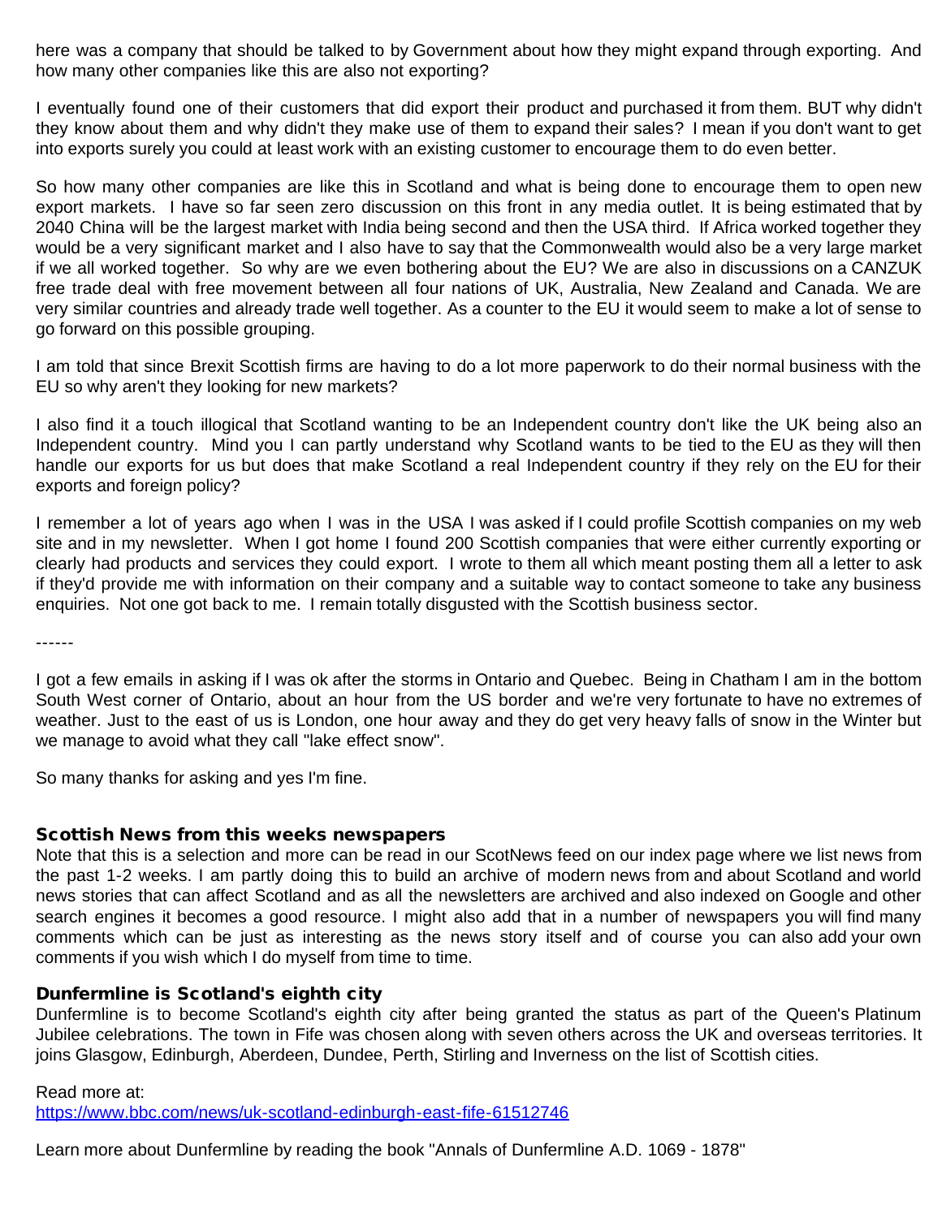here was a company that should be talked to by Government about how they might expand through exporting. And how many other companies like this are also not exporting?

I eventually found one of their customers that did export their product and purchased it from them. BUT why didn't they know about them and why didn't they make use of them to expand their sales? I mean if you don't want to get into exports surely you could at least work with an existing customer to encourage them to do even better.

So how many other companies are like this in Scotland and what is being done to encourage them to open new export markets. I have so far seen zero discussion on this front in any media outlet. It is being estimated that by 2040 China will be the largest market with India being second and then the USA third. If Africa worked together they would be a very significant market and I also have to say that the Commonwealth would also be a very large market if we all worked together. So why are we even bothering about the EU? We are also in discussions on a CANZUK free trade deal with free movement between all four nations of UK, Australia, New Zealand and Canada. We are very similar countries and already trade well together. As a counter to the EU it would seem to make a lot of sense to go forward on this possible grouping.

I am told that since Brexit Scottish firms are having to do a lot more paperwork to do their normal business with the EU so why aren't they looking for new markets?

I also find it a touch illogical that Scotland wanting to be an Independent country don't like the UK being also an Independent country. Mind you I can partly understand why Scotland wants to be tied to the EU as they will then handle our exports for us but does that make Scotland a real Independent country if they rely on the EU for their exports and foreign policy?

I remember a lot of years ago when I was in the USA I was asked if I could profile Scottish companies on my web site and in my newsletter. When I got home I found 200 Scottish companies that were either currently exporting or clearly had products and services they could export. I wrote to them all which meant posting them all a letter to ask if they'd provide me with information on their company and a suitable way to contact someone to take any business enquiries. Not one got back to me. I remain totally disgusted with the Scottish business sector.

------

I got a few emails in asking if I was ok after the storms in Ontario and Quebec. Being in Chatham I am in the bottom South West corner of Ontario, about an hour from the US border and we're very fortunate to have no extremes of weather. Just to the east of us is London, one hour away and they do get very heavy falls of snow in the Winter but we manage to avoid what they call "lake effect snow".

So many thanks for asking and yes I'm fine.

## Scottish News from this weeks newspapers

Note that this is a selection and more can be read in our ScotNews feed on our index page where we list news from the past 1-2 weeks. I am partly doing this to build an archive of modern news from and about Scotland and world news stories that can affect Scotland and as all the newsletters are archived and also indexed on Google and other search engines it becomes a good resource. I might also add that in a number of newspapers you will find many comments which can be just as interesting as the news story itself and of course you can also add your own comments if you wish which I do myself from time to time.

### Dunfermline is Scotland's eighth city

Dunfermline is to become Scotland's eighth city after being granted the status as part of the Queen's Platinum Jubilee celebrations. The town in Fife was chosen along with seven others across the UK and overseas territories. It joins Glasgow, Edinburgh, Aberdeen, Dundee, Perth, Stirling and Inverness on the list of Scottish cities.

Read more at:
https://www.bbc.com/news/uk-scotland-edinburgh-east-fife-61512746

Learn more about Dunfermline by reading the book "Annals of Dunfermline A.D. 1069 - 1878"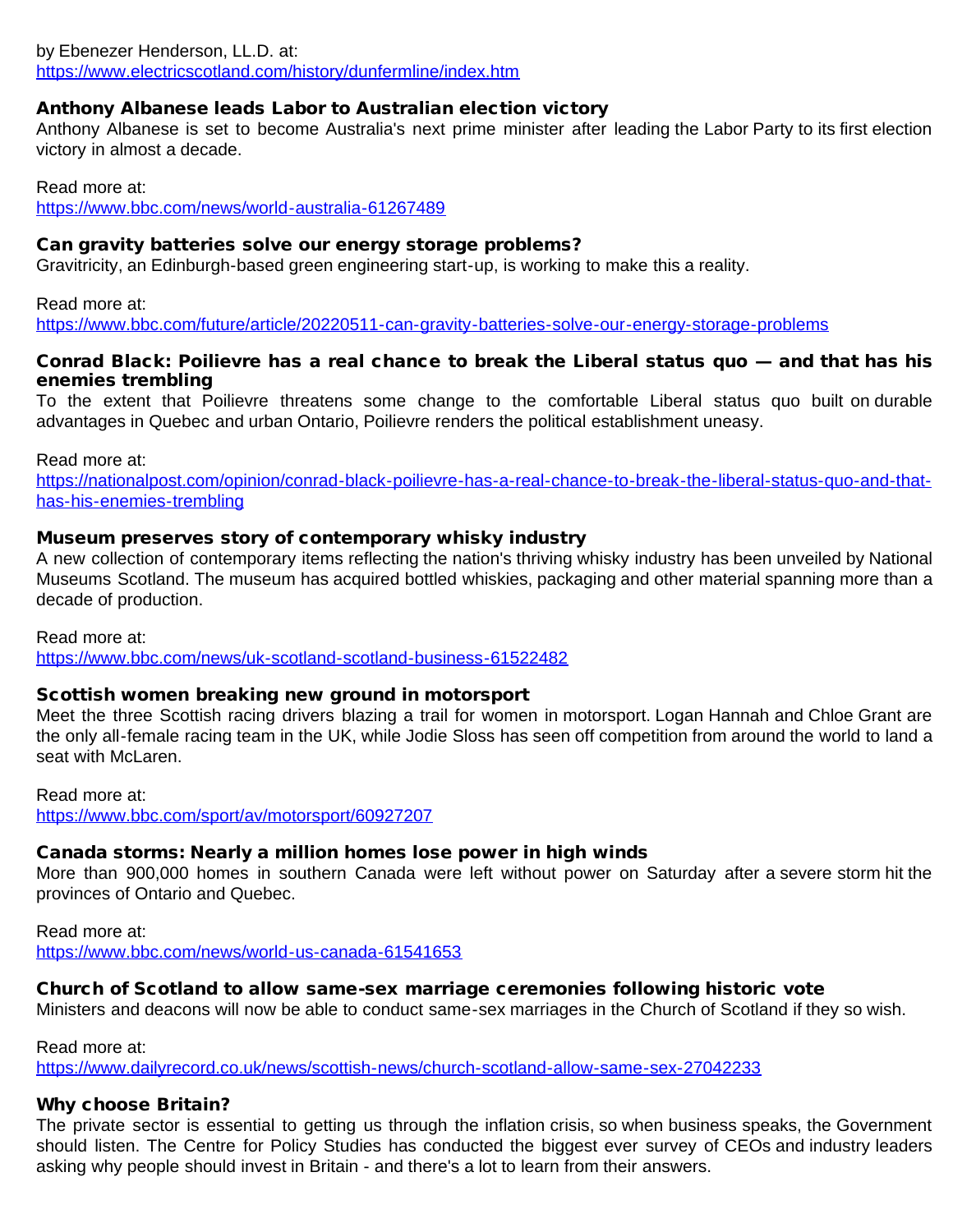by Ebenezer Henderson, LL.D. at:
https://www.electricscotland.com/history/dunfermline/index.htm

### Anthony Albanese leads Labor to Australian election victory

Anthony Albanese is set to become Australia's next prime minister after leading the Labor Party to its first election victory in almost a decade.

Read more at:
https://www.bbc.com/news/world-australia-61267489

### Can gravity batteries solve our energy storage problems?

Gravitricity, an Edinburgh-based green engineering start-up, is working to make this a reality.

Read more at:
https://www.bbc.com/future/article/20220511-can-gravity-batteries-solve-our-energy-storage-problems

### Conrad Black: Poilievre has a real chance to break the Liberal status quo — and that has his enemies trembling

To the extent that Poilievre threatens some change to the comfortable Liberal status quo built on durable advantages in Quebec and urban Ontario, Poilievre renders the political establishment uneasy.

Read more at:
https://nationalpost.com/opinion/conrad-black-poilievre-has-a-real-chance-to-break-the-liberal-status-quo-and-that-has-his-enemies-trembling

### Museum preserves story of contemporary whisky industry

A new collection of contemporary items reflecting the nation's thriving whisky industry has been unveiled by National Museums Scotland. The museum has acquired bottled whiskies, packaging and other material spanning more than a decade of production.

Read more at:
https://www.bbc.com/news/uk-scotland-scotland-business-61522482

### Scottish women breaking new ground in motorsport

Meet the three Scottish racing drivers blazing a trail for women in motorsport. Logan Hannah and Chloe Grant are the only all-female racing team in the UK, while Jodie Sloss has seen off competition from around the world to land a seat with McLaren.

Read more at:
https://www.bbc.com/sport/av/motorsport/60927207

### Canada storms: Nearly a million homes lose power in high winds

More than 900,000 homes in southern Canada were left without power on Saturday after a severe storm hit the provinces of Ontario and Quebec.

Read more at:
https://www.bbc.com/news/world-us-canada-61541653

### Church of Scotland to allow same-sex marriage ceremonies following historic vote

Ministers and deacons will now be able to conduct same-sex marriages in the Church of Scotland if they so wish.

Read more at:
https://www.dailyrecord.co.uk/news/scottish-news/church-scotland-allow-same-sex-27042233

### Why choose Britain?

The private sector is essential to getting us through the inflation crisis, so when business speaks, the Government should listen. The Centre for Policy Studies has conducted the biggest ever survey of CEOs and industry leaders asking why people should invest in Britain - and there's a lot to learn from their answers.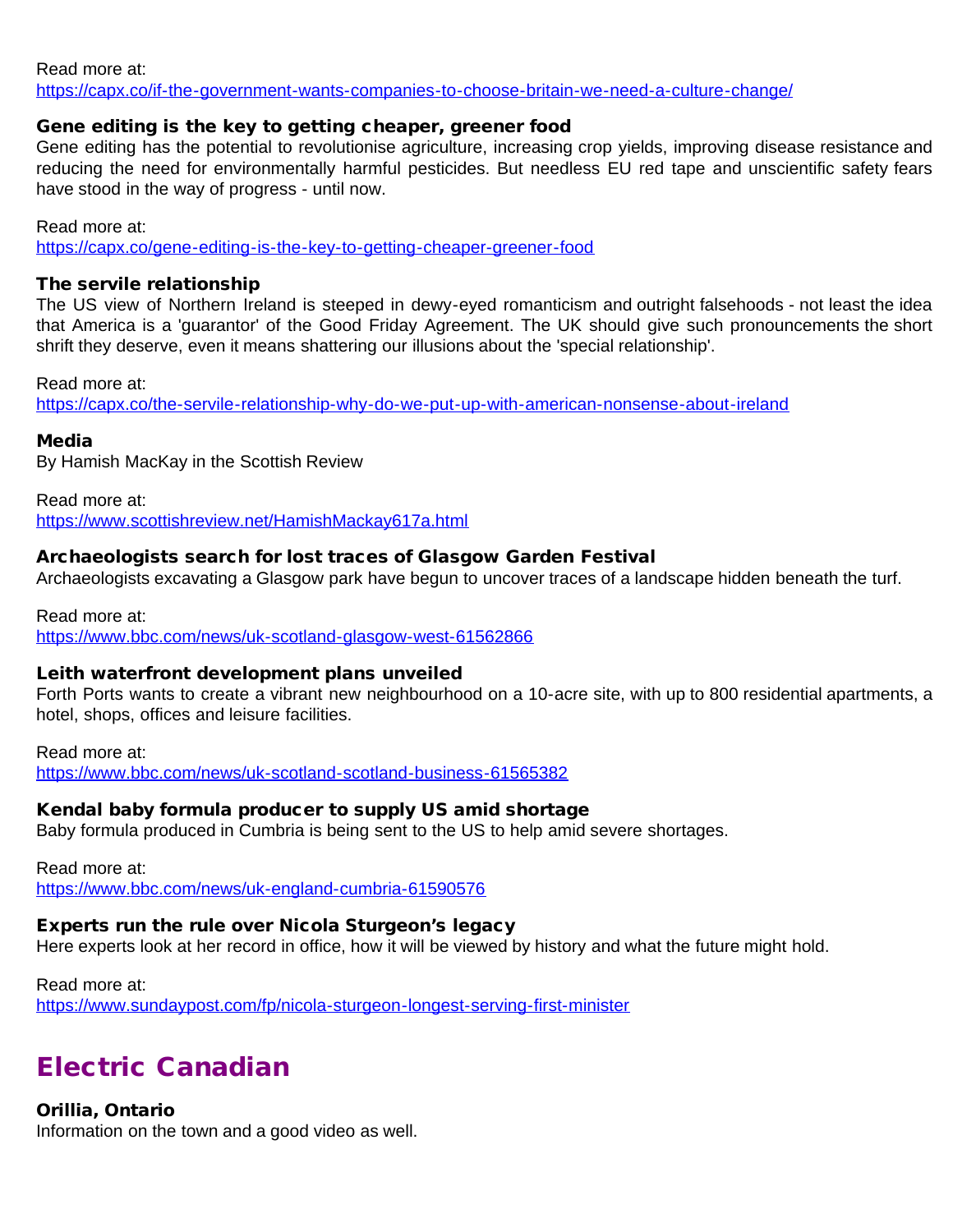Read more at:
https://capx.co/if-the-government-wants-companies-to-choose-britain-we-need-a-culture-change/

### Gene editing is the key to getting cheaper, greener food

Gene editing has the potential to revolutionise agriculture, increasing crop yields, improving disease resistance and reducing the need for environmentally harmful pesticides. But needless EU red tape and unscientific safety fears have stood in the way of progress - until now.

Read more at:
https://capx.co/gene-editing-is-the-key-to-getting-cheaper-greener-food

### The servile relationship

The US view of Northern Ireland is steeped in dewy-eyed romanticism and outright falsehoods - not least the idea that America is a 'guarantor' of the Good Friday Agreement. The UK should give such pronouncements the short shrift they deserve, even it means shattering our illusions about the 'special relationship'.

Read more at:
https://capx.co/the-servile-relationship-why-do-we-put-up-with-american-nonsense-about-ireland

### Media

By Hamish MacKay in the Scottish Review

Read more at:
https://www.scottishreview.net/HamishMackay617a.html

### Archaeologists search for lost traces of Glasgow Garden Festival

Archaeologists excavating a Glasgow park have begun to uncover traces of a landscape hidden beneath the turf.

Read more at:
https://www.bbc.com/news/uk-scotland-glasgow-west-61562866

### Leith waterfront development plans unveiled

Forth Ports wants to create a vibrant new neighbourhood on a 10-acre site, with up to 800 residential apartments, a hotel, shops, offices and leisure facilities.

Read more at:
https://www.bbc.com/news/uk-scotland-scotland-business-61565382

### Kendal baby formula producer to supply US amid shortage

Baby formula produced in Cumbria is being sent to the US to help amid severe shortages.

Read more at:
https://www.bbc.com/news/uk-england-cumbria-61590576

### Experts run the rule over Nicola Sturgeon's legacy

Here experts look at her record in office, how it will be viewed by history and what the future might hold.

Read more at:
https://www.sundaypost.com/fp/nicola-sturgeon-longest-serving-first-minister

## Electric Canadian

### Orillia, Ontario

Information on the town and a good video as well.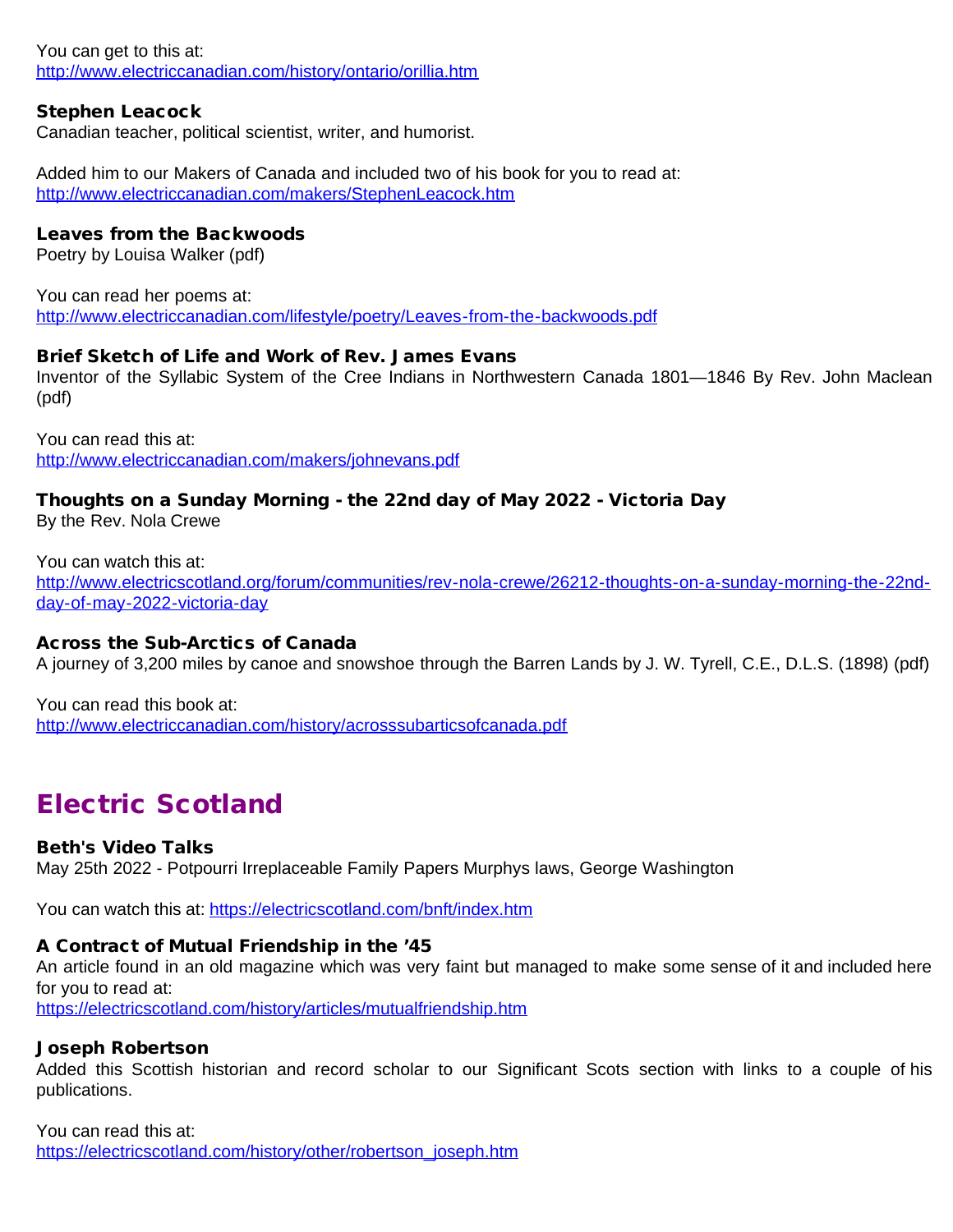You can get to this at:
http://www.electriccanadian.com/history/ontario/orillia.htm

### Stephen Leacock

Canadian teacher, political scientist, writer, and humorist.

Added him to our Makers of Canada and included two of his book for you to read at:
http://www.electriccanadian.com/makers/StephenLeacock.htm

### Leaves from the Backwoods

Poetry by Louisa Walker (pdf)

You can read her poems at:
http://www.electriccanadian.com/lifestyle/poetry/Leaves-from-the-backwoods.pdf

### Brief Sketch of Life and Work of Rev. James Evans

Inventor of the Syllabic System of the Cree Indians in Northwestern Canada 1801—1846 By Rev. John Maclean (pdf)

You can read this at:
http://www.electriccanadian.com/makers/johnevans.pdf

### Thoughts on a Sunday Morning - the 22nd day of May 2022 - Victoria Day

By the Rev. Nola Crewe

You can watch this at:
http://www.electricscotland.org/forum/communities/rev-nola-crewe/26212-thoughts-on-a-sunday-morning-the-22nd-day-of-may-2022-victoria-day

### Across the Sub-Arctics of Canada

A journey of 3,200 miles by canoe and snowshoe through the Barren Lands by J. W. Tyrell, C.E., D.L.S. (1898) (pdf)

You can read this book at:
http://www.electriccanadian.com/history/acrosssubarticsofcanada.pdf

## Electric Scotland

### Beth's Video Talks

May 25th 2022 - Potpourri Irreplaceable Family Papers Murphys laws, George Washington

You can watch this at: https://electricscotland.com/bnft/index.htm

### A Contract of Mutual Friendship in the '45

An article found in an old magazine which was very faint but managed to make some sense of it and included here for you to read at:
https://electricscotland.com/history/articles/mutualfriendship.htm

### Joseph Robertson

Added this Scottish historian and record scholar to our Significant Scots section with links to a couple of his publications.

You can read this at:
https://electricscotland.com/history/other/robertson_joseph.htm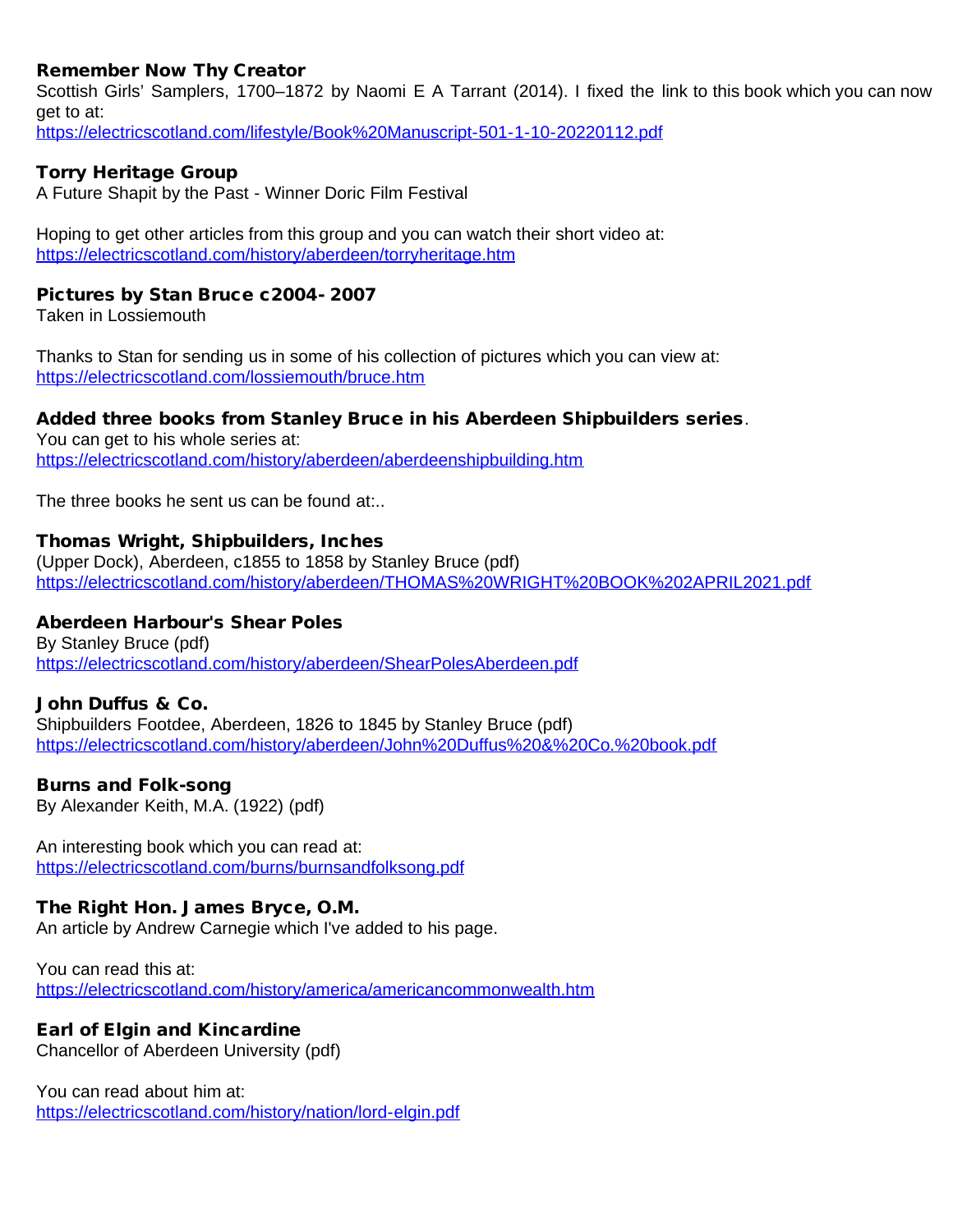**Remember Now Thy Creator**
Scottish Girls' Samplers, 1700–1872 by Naomi E A Tarrant (2014). I fixed the link to this book which you can now get to at:
https://electricscotland.com/lifestyle/Book%20Manuscript-501-1-10-20220112.pdf

**Torry Heritage Group**
A Future Shapit by the Past - Winner Doric Film Festival

Hoping to get other articles from this group and you can watch their short video at:
https://electricscotland.com/history/aberdeen/torryheritage.htm

**Pictures by Stan Bruce c2004- 2007**
Taken in Lossiemouth

Thanks to Stan for sending us in some of his collection of pictures which you can view at:
https://electricscotland.com/lossiemouth/bruce.htm

**Added three books from Stanley Bruce in his Aberdeen Shipbuilders series**.
You can get to his whole series at:
https://electricscotland.com/history/aberdeen/aberdeenshipbuilding.htm

The three books he sent us can be found at:..

**Thomas Wright, Shipbuilders, Inches**
(Upper Dock), Aberdeen, c1855 to 1858 by Stanley Bruce (pdf)
https://electricscotland.com/history/aberdeen/THOMAS%20WRIGHT%20BOOK%202APRIL2021.pdf

**Aberdeen Harbour's Shear Poles**
By Stanley Bruce (pdf)
https://electricscotland.com/history/aberdeen/ShearPolesAberdeen.pdf

**John Duffus & Co.**
Shipbuilders Footdee, Aberdeen, 1826 to 1845 by Stanley Bruce (pdf)
https://electricscotland.com/history/aberdeen/John%20Duffus%20&%20Co.%20book.pdf

**Burns and Folk-song**
By Alexander Keith, M.A. (1922) (pdf)

An interesting book which you can read at:
https://electricscotland.com/burns/burnsandfolksong.pdf

**The Right Hon. James Bryce, O.M.**
An article by Andrew Carnegie which I've added to his page.

You can read this at:
https://electricscotland.com/history/america/americancommonwealth.htm

**Earl of Elgin and Kincardine**
Chancellor of Aberdeen University (pdf)

You can read about him at:
https://electricscotland.com/history/nation/lord-elgin.pdf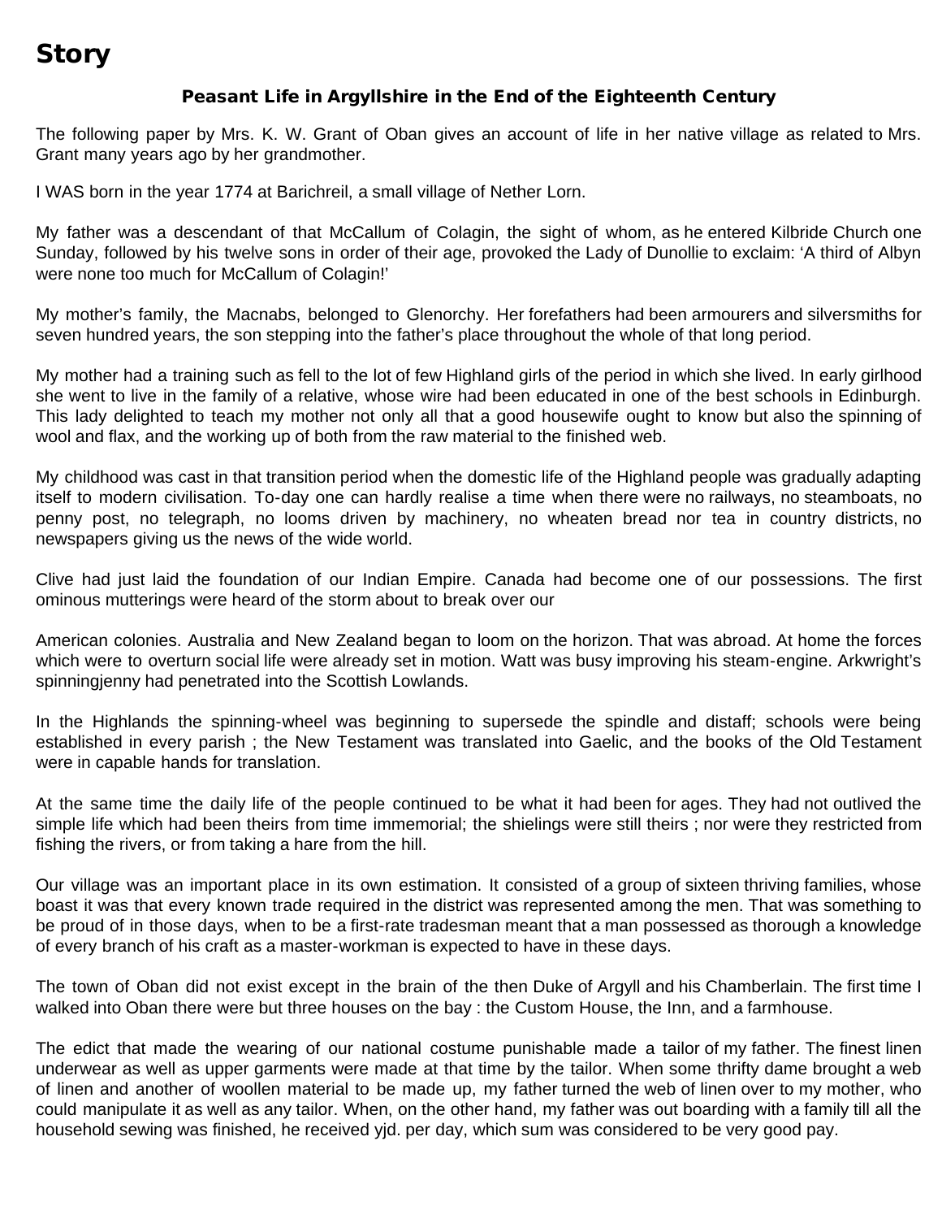# Story

### Peasant Life in Argyllshire in the End of the Eighteenth Century

The following paper by Mrs. K. W. Grant of Oban gives an account of life in her native village as related to Mrs. Grant many years ago by her grandmother.

I WAS born in the year 1774 at Barichreil, a small village of Nether Lorn.

My father was a descendant of that McCallum of Colagin, the sight of whom, as he entered Kilbride Church one Sunday, followed by his twelve sons in order of their age, provoked the Lady of Dunollie to exclaim: 'A third of Albyn were none too much for McCallum of Colagin!'

My mother's family, the Macnabs, belonged to Glenorchy. Her forefathers had been armourers and silversmiths for seven hundred years, the son stepping into the father's place throughout the whole of that long period.

My mother had a training such as fell to the lot of few Highland girls of the period in which she lived. In early girlhood she went to live in the family of a relative, whose wire had been educated in one of the best schools in Edinburgh. This lady delighted to teach my mother not only all that a good housewife ought to know but also the spinning of wool and flax, and the working up of both from the raw material to the finished web.

My childhood was cast in that transition period when the domestic life of the Highland people was gradually adapting itself to modern civilisation. To-day one can hardly realise a time when there were no railways, no steamboats, no penny post, no telegraph, no looms driven by machinery, no wheaten bread nor tea in country districts, no newspapers giving us the news of the wide world.

Clive had just laid the foundation of our Indian Empire. Canada had become one of our possessions. The first ominous mutterings were heard of the storm about to break over our American colonies. Australia and New Zealand began to loom on the horizon. That was abroad. At home the forces which were to overturn social life were already set in motion. Watt was busy improving his steam-engine. Arkwright's spinningjenny had penetrated into the Scottish Lowlands.

In the Highlands the spinning-wheel was beginning to supersede the spindle and distaff; schools were being established in every parish ; the New Testament was translated into Gaelic, and the books of the Old Testament were in capable hands for translation.

At the same time the daily life of the people continued to be what it had been for ages. They had not outlived the simple life which had been theirs from time immemorial; the shielings were still theirs ; nor were they restricted from fishing the rivers, or from taking a hare from the hill.

Our village was an important place in its own estimation. It consisted of a group of sixteen thriving families, whose boast it was that every known trade required in the district was represented among the men. That was something to be proud of in those days, when to be a first-rate tradesman meant that a man possessed as thorough a knowledge of every branch of his craft as a master-workman is expected to have in these days.

The town of Oban did not exist except in the brain of the then Duke of Argyll and his Chamberlain. The first time I walked into Oban there were but three houses on the bay : the Custom House, the Inn, and a farmhouse.

The edict that made the wearing of our national costume punishable made a tailor of my father. The finest linen underwear as well as upper garments were made at that time by the tailor. When some thrifty dame brought a web of linen and another of woollen material to be made up, my father turned the web of linen over to my mother, who could manipulate it as well as any tailor. When, on the other hand, my father was out boarding with a family till all the household sewing was finished, he received yjd. per day, which sum was considered to be very good pay.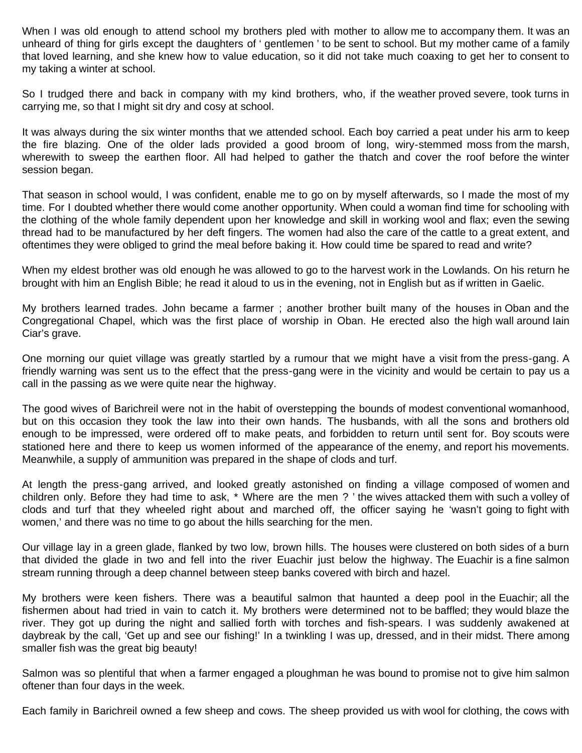When I was old enough to attend school my brothers pled with mother to allow me to accompany them. It was an unheard of thing for girls except the daughters of ‘ gentlemen ’ to be sent to school. But my mother came of a family that loved learning, and she knew how to value education, so it did not take much coaxing to get her to consent to my taking a winter at school.

So I trudged there and back in company with my kind brothers, who, if the weather proved severe, took turns in carrying me, so that I might sit dry and cosy at school.

It was always during the six winter months that we attended school. Each boy carried a peat under his arm to keep the fire blazing. One of the older lads provided a good broom of long, wiry-stemmed moss from the marsh, wherewith to sweep the earthen floor. All had helped to gather the thatch and cover the roof before the winter session began.

That season in school would, I was confident, enable me to go on by myself afterwards, so I made the most of my time. For I doubted whether there would come another opportunity. When could a woman find time for schooling with the clothing of the whole family dependent upon her knowledge and skill in working wool and flax; even the sewing thread had to be manufactured by her deft fingers. The women had also the care of the cattle to a great extent, and oftentimes they were obliged to grind the meal before baking it. How could time be spared to read and write?

When my eldest brother was old enough he was allowed to go to the harvest work in the Lowlands. On his return he brought with him an English Bible; he read it aloud to us in the evening, not in English but as if written in Gaelic.

My brothers learned trades. John became a farmer ; another brother built many of the houses in Oban and the Congregational Chapel, which was the first place of worship in Oban. He erected also the high wall around Iain Ciar’s grave.

One morning our quiet village was greatly startled by a rumour that we might have a visit from the press-gang. A friendly warning was sent us to the effect that the press-gang were in the vicinity and would be certain to pay us a call in the passing as we were quite near the highway.

The good wives of Barichreil were not in the habit of overstepping the bounds of modest conventional womanhood, but on this occasion they took the law into their own hands. The husbands, with all the sons and brothers old enough to be impressed, were ordered off to make peats, and forbidden to return until sent for. Boy scouts were stationed here and there to keep us women informed of the appearance of the enemy, and report his movements. Meanwhile, a supply of ammunition was prepared in the shape of clods and turf.

At length the press-gang arrived, and looked greatly astonished on finding a village composed of women and children only. Before they had time to ask, * Where are the men ? ’ the wives attacked them with such a volley of clods and turf that they wheeled right about and marched off, the officer saying he ‘wasn’t going to fight with women,’ and there was no time to go about the hills searching for the men.

Our village lay in a green glade, flanked by two low, brown hills. The houses were clustered on both sides of a burn that divided the glade in two and fell into the river Euachir just below the highway. The Euachir is a fine salmon stream running through a deep channel between steep banks covered with birch and hazel.

My brothers were keen fishers. There was a beautiful salmon that haunted a deep pool in the Euachir; all the fishermen about had tried in vain to catch it. My brothers were determined not to be baffled; they would blaze the river. They got up during the night and sallied forth with torches and fish-spears. I was suddenly awakened at daybreak by the call, ‘Get up and see our fishing!’ In a twinkling I was up, dressed, and in their midst. There among smaller fish was the great big beauty!

Salmon was so plentiful that when a farmer engaged a ploughman he was bound to promise not to give him salmon oftener than four days in the week.

Each family in Barichreil owned a few sheep and cows. The sheep provided us with wool for clothing, the cows with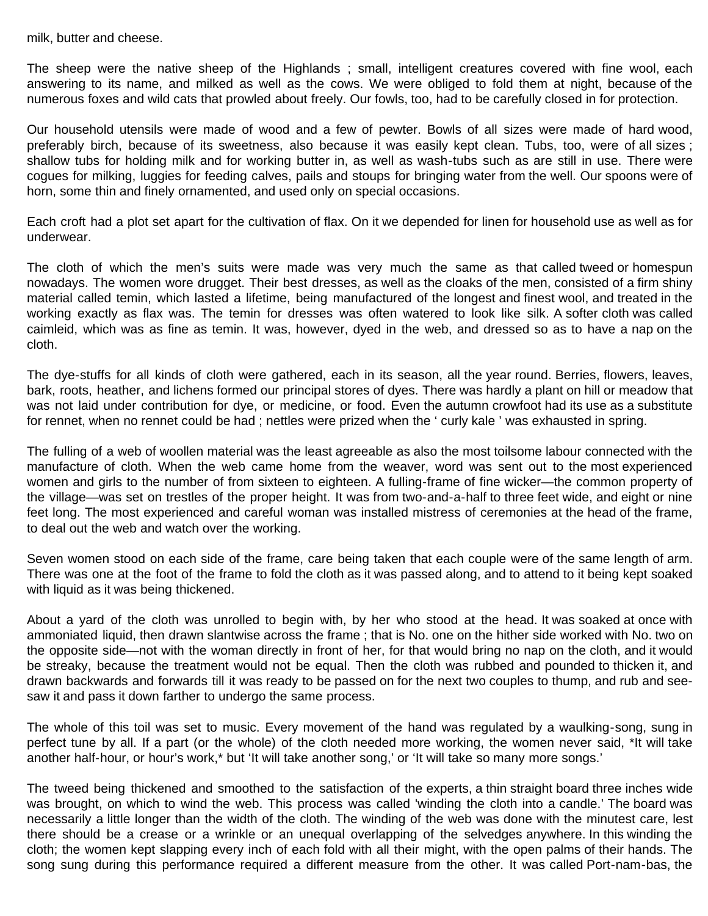milk, butter and cheese.

The sheep were the native sheep of the Highlands ; small, intelligent creatures covered with fine wool, each answering to its name, and milked as well as the cows. We were obliged to fold them at night, because of the numerous foxes and wild cats that prowled about freely. Our fowls, too, had to be carefully closed in for protection.

Our household utensils were made of wood and a few of pewter. Bowls of all sizes were made of hard wood, preferably birch, because of its sweetness, also because it was easily kept clean. Tubs, too, were of all sizes ; shallow tubs for holding milk and for working butter in, as well as wash-tubs such as are still in use. There were cogues for milking, luggies for feeding calves, pails and stoups for bringing water from the well. Our spoons were of horn, some thin and finely ornamented, and used only on special occasions.

Each croft had a plot set apart for the cultivation of flax. On it we depended for linen for household use as well as for underwear.

The cloth of which the men's suits were made was very much the same as that called tweed or homespun nowadays. The women wore drugget. Their best dresses, as well as the cloaks of the men, consisted of a firm shiny material called temin, which lasted a lifetime, being manufactured of the longest and finest wool, and treated in the working exactly as flax was. The temin for dresses was often watered to look like silk. A softer cloth was called caimleid, which was as fine as temin. It was, however, dyed in the web, and dressed so as to have a nap on the cloth.

The dye-stuffs for all kinds of cloth were gathered, each in its season, all the year round. Berries, flowers, leaves, bark, roots, heather, and lichens formed our principal stores of dyes. There was hardly a plant on hill or meadow that was not laid under contribution for dye, or medicine, or food. Even the autumn crowfoot had its use as a substitute for rennet, when no rennet could be had ; nettles were prized when the ' curly kale ' was exhausted in spring.

The fulling of a web of woollen material was the least agreeable as also the most toilsome labour connected with the manufacture of cloth. When the web came home from the weaver, word was sent out to the most experienced women and girls to the number of from sixteen to eighteen. A fulling-frame of fine wicker—the common property of the village—was set on trestles of the proper height. It was from two-and-a-half to three feet wide, and eight or nine feet long. The most experienced and careful woman was installed mistress of ceremonies at the head of the frame, to deal out the web and watch over the working.

Seven women stood on each side of the frame, care being taken that each couple were of the same length of arm. There was one at the foot of the frame to fold the cloth as it was passed along, and to attend to it being kept soaked with liquid as it was being thickened.

About a yard of the cloth was unrolled to begin with, by her who stood at the head. It was soaked at once with ammoniated liquid, then drawn slantwise across the frame ; that is No. one on the hither side worked with No. two on the opposite side—not with the woman directly in front of her, for that would bring no nap on the cloth, and it would be streaky, because the treatment would not be equal. Then the cloth was rubbed and pounded to thicken it, and drawn backwards and forwards till it was ready to be passed on for the next two couples to thump, and rub and see-saw it and pass it down farther to undergo the same process.

The whole of this toil was set to music. Every movement of the hand was regulated by a waulking-song, sung in perfect tune by all. If a part (or the whole) of the cloth needed more working, the women never said, *It will take another half-hour, or hour's work,* but 'It will take another song,' or 'It will take so many more songs.'

The tweed being thickened and smoothed to the satisfaction of the experts, a thin straight board three inches wide was brought, on which to wind the web. This process was called 'winding the cloth into a candle.' The board was necessarily a little longer than the width of the cloth. The winding of the web was done with the minutest care, lest there should be a crease or a wrinkle or an unequal overlapping of the selvedges anywhere. In this winding the cloth; the women kept slapping every inch of each fold with all their might, with the open palms of their hands. The song sung during this performance required a different measure from the other. It was called Port-nam-bas, the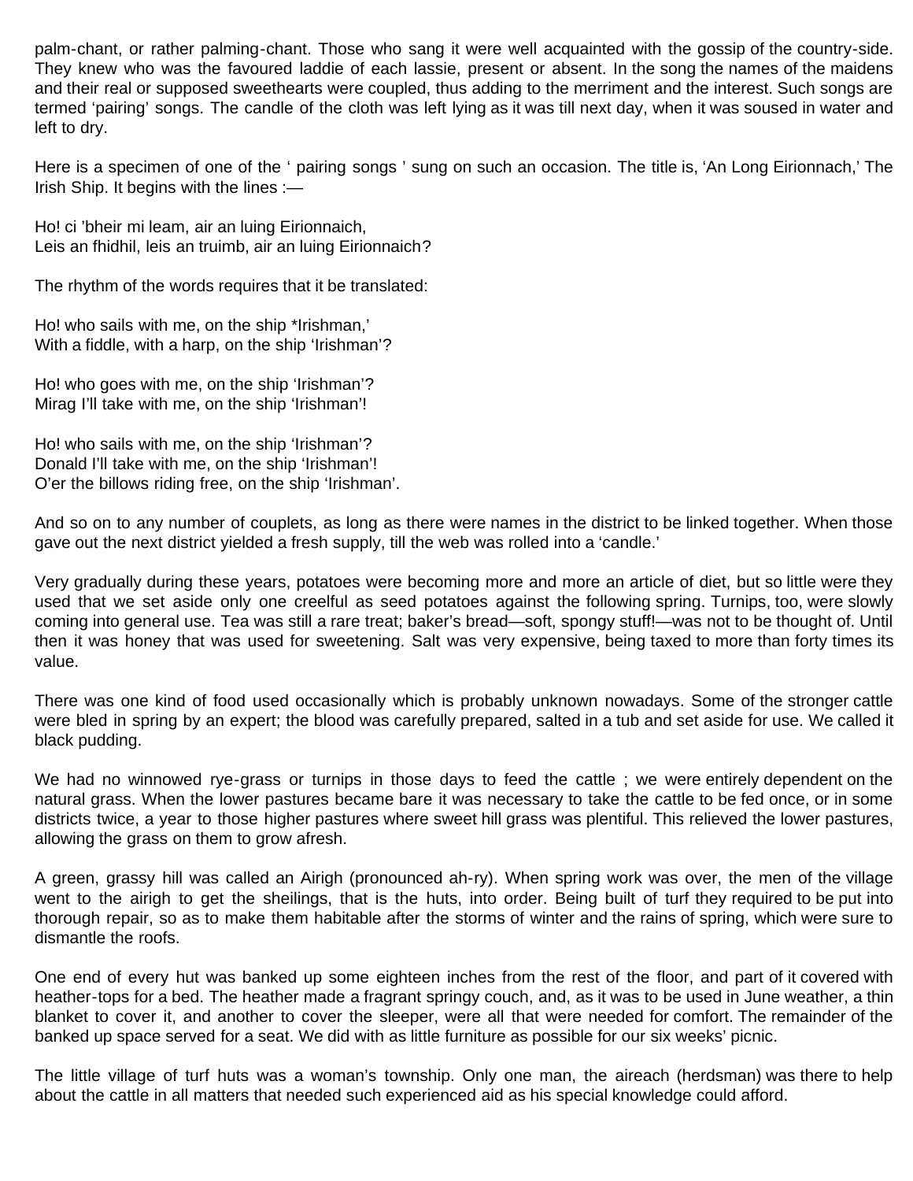palm-chant, or rather palming-chant. Those who sang it were well acquainted with the gossip of the country-side. They knew who was the favoured laddie of each lassie, present or absent. In the song the names of the maidens and their real or supposed sweethearts were coupled, thus adding to the merriment and the interest. Such songs are termed ‘pairing’ songs. The candle of the cloth was left lying as it was till next day, when it was soused in water and left to dry.

Here is a specimen of one of the ‘ pairing songs ’ sung on such an occasion. The title is, ‘An Long Eirionnach,’ The Irish Ship. It begins with the lines :—

Ho! ci ’bheir mi leam, air an luing Eirionnaich,
Leis an fhidhil, leis an truimb, air an luing Eirionnaich?

The rhythm of the words requires that it be translated:

Ho! who sails with me, on the ship *Irishman,’
With a fiddle, with a harp, on the ship ‘Irishman’?

Ho! who goes with me, on the ship ‘Irishman’?
Mirag I’ll take with me, on the ship ‘Irishman’!

Ho! who sails with me, on the ship ‘Irishman’?
Donald I’ll take with me, on the ship ‘Irishman’!
O’er the billows riding free, on the ship ‘Irishman’.

And so on to any number of couplets, as long as there were names in the district to be linked together. When those gave out the next district yielded a fresh supply, till the web was rolled into a ‘candle.’

Very gradually during these years, potatoes were becoming more and more an article of diet, but so little were they used that we set aside only one creelful as seed potatoes against the following spring. Turnips, too, were slowly coming into general use. Tea was still a rare treat; baker’s bread—soft, spongy stuff!—was not to be thought of. Until then it was honey that was used for sweetening. Salt was very expensive, being taxed to more than forty times its value.

There was one kind of food used occasionally which is probably unknown nowadays. Some of the stronger cattle were bled in spring by an expert; the blood was carefully prepared, salted in a tub and set aside for use. We called it black pudding.

We had no winnowed rye-grass or turnips in those days to feed the cattle ; we were entirely dependent on the natural grass. When the lower pastures became bare it was necessary to take the cattle to be fed once, or in some districts twice, a year to those higher pastures where sweet hill grass was plentiful. This relieved the lower pastures, allowing the grass on them to grow afresh.

A green, grassy hill was called an Airigh (pronounced ah-ry). When spring work was over, the men of the village went to the airigh to get the sheilings, that is the huts, into order. Being built of turf they required to be put into thorough repair, so as to make them habitable after the storms of winter and the rains of spring, which were sure to dismantle the roofs.

One end of every hut was banked up some eighteen inches from the rest of the floor, and part of it covered with heather-tops for a bed. The heather made a fragrant springy couch, and, as it was to be used in June weather, a thin blanket to cover it, and another to cover the sleeper, were all that were needed for comfort. The remainder of the banked up space served for a seat. We did with as little furniture as possible for our six weeks’ picnic.

The little village of turf huts was a woman’s township. Only one man, the aireach (herdsman) was there to help about the cattle in all matters that needed such experienced aid as his special knowledge could afford.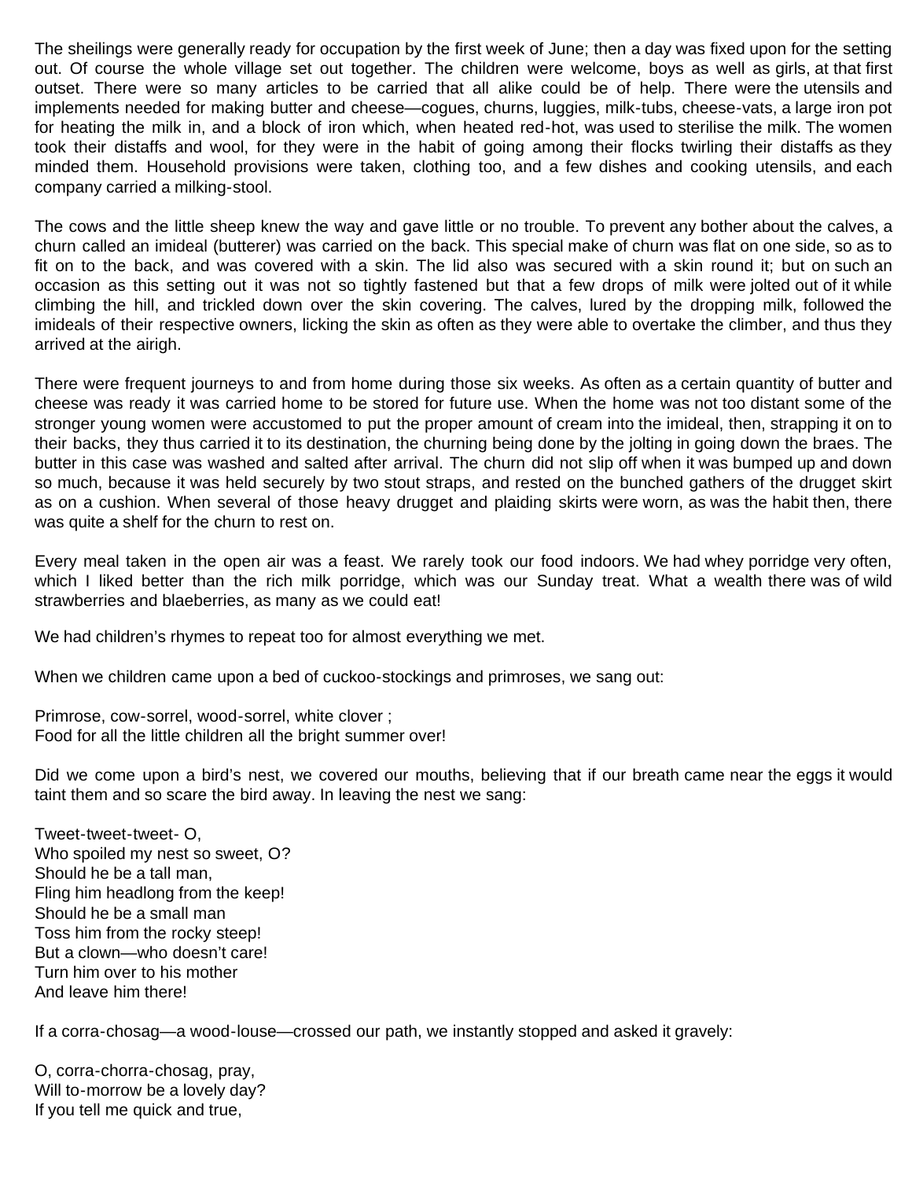The sheilings were generally ready for occupation by the first week of June; then a day was fixed upon for the setting out. Of course the whole village set out together. The children were welcome, boys as well as girls, at that first outset. There were so many articles to be carried that all alike could be of help. There were the utensils and implements needed for making butter and cheese—cogues, churns, luggies, milk-tubs, cheese-vats, a large iron pot for heating the milk in, and a block of iron which, when heated red-hot, was used to sterilise the milk. The women took their distaffs and wool, for they were in the habit of going among their flocks twirling their distaffs as they minded them. Household provisions were taken, clothing too, and a few dishes and cooking utensils, and each company carried a milking-stool.

The cows and the little sheep knew the way and gave little or no trouble. To prevent any bother about the calves, a churn called an imideal (butterer) was carried on the back. This special make of churn was flat on one side, so as to fit on to the back, and was covered with a skin. The lid also was secured with a skin round it; but on such an occasion as this setting out it was not so tightly fastened but that a few drops of milk were jolted out of it while climbing the hill, and trickled down over the skin covering. The calves, lured by the dropping milk, followed the imideals of their respective owners, licking the skin as often as they were able to overtake the climber, and thus they arrived at the airigh.

There were frequent journeys to and from home during those six weeks. As often as a certain quantity of butter and cheese was ready it was carried home to be stored for future use. When the home was not too distant some of the stronger young women were accustomed to put the proper amount of cream into the imideal, then, strapping it on to their backs, they thus carried it to its destination, the churning being done by the jolting in going down the braes. The butter in this case was washed and salted after arrival. The churn did not slip off when it was bumped up and down so much, because it was held securely by two stout straps, and rested on the bunched gathers of the drugget skirt as on a cushion. When several of those heavy drugget and plaiding skirts were worn, as was the habit then, there was quite a shelf for the churn to rest on.

Every meal taken in the open air was a feast. We rarely took our food indoors. We had whey porridge very often, which I liked better than the rich milk porridge, which was our Sunday treat. What a wealth there was of wild strawberries and blaeberries, as many as we could eat!

We had children's rhymes to repeat too for almost everything we met.

When we children came upon a bed of cuckoo-stockings and primroses, we sang out:

Primrose, cow-sorrel, wood-sorrel, white clover ;  
Food for all the little children all the bright summer over!

Did we come upon a bird's nest, we covered our mouths, believing that if our breath came near the eggs it would taint them and so scare the bird away. In leaving the nest we sang:

Tweet-tweet-tweet- O,  
Who spoiled my nest so sweet, O?  
Should he be a tall man,  
Fling him headlong from the keep!  
Should he be a small man  
Toss him from the rocky steep!  
But a clown—who doesn't care!  
Turn him over to his mother  
And leave him there!

If a corra-chosag—a wood-louse—crossed our path, we instantly stopped and asked it gravely:

O, corra-chorra-chosag, pray,  
Will to-morrow be a lovely day?  
If you tell me quick and true,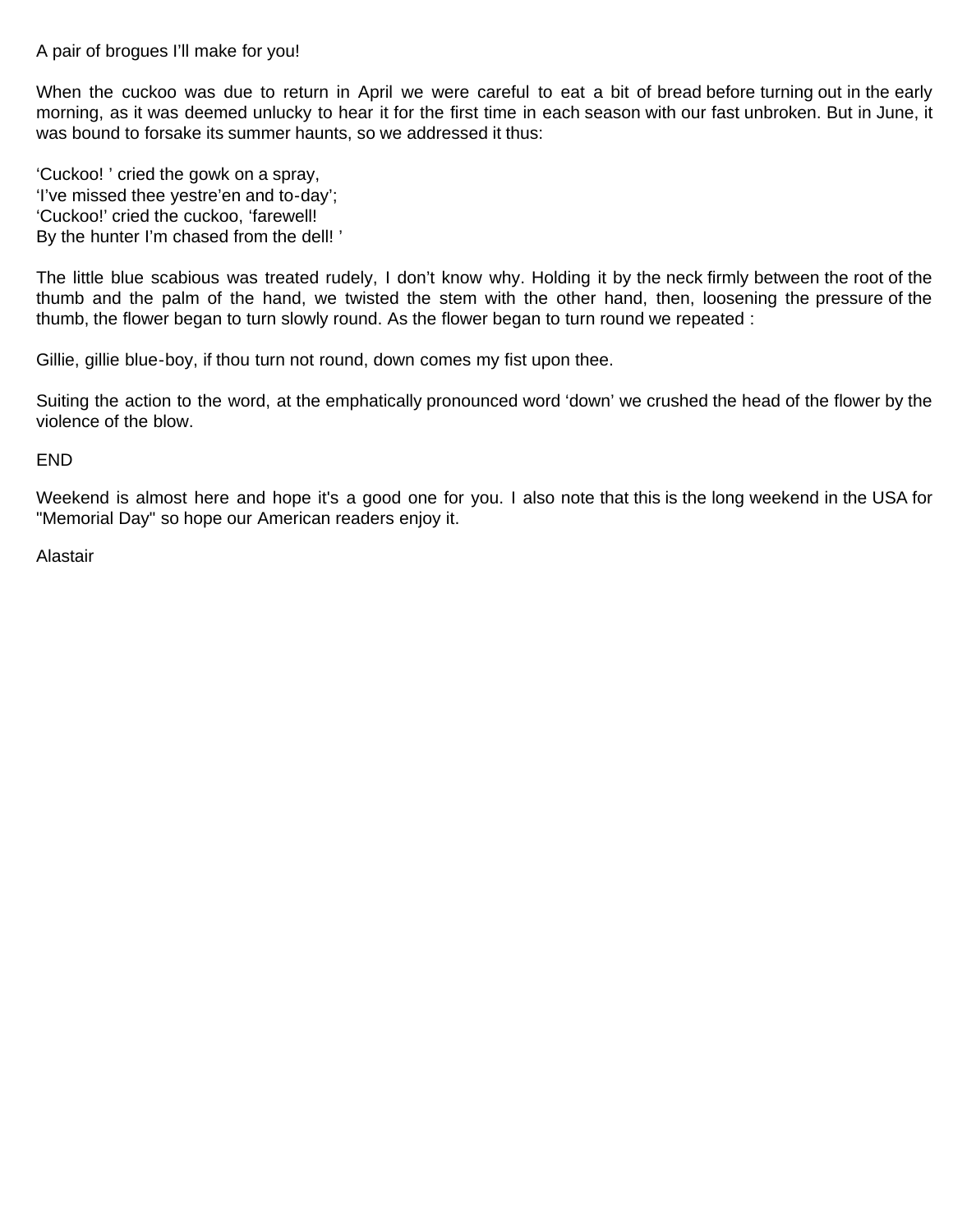A pair of brogues I'll make for you!

When the cuckoo was due to return in April we were careful to eat a bit of bread before turning out in the early morning, as it was deemed unlucky to hear it for the first time in each season with our fast unbroken. But in June, it was bound to forsake its summer haunts, so we addressed it thus:

'Cuckoo! ' cried the gowk on a spray,
'I've missed thee yestre'en and to-day';
'Cuckoo!' cried the cuckoo, 'farewell!
By the hunter I'm chased from the dell! '

The little blue scabious was treated rudely, I don't know why. Holding it by the neck firmly between the root of the thumb and the palm of the hand, we twisted the stem with the other hand, then, loosening the pressure of the thumb, the flower began to turn slowly round. As the flower began to turn round we repeated :

Gillie, gillie blue-boy, if thou turn not round, down comes my fist upon thee.

Suiting the action to the word, at the emphatically pronounced word 'down' we crushed the head of the flower by the violence of the blow.

END

Weekend is almost here and hope it's a good one for you. I also note that this is the long weekend in the USA for "Memorial Day" so hope our American readers enjoy it.

Alastair